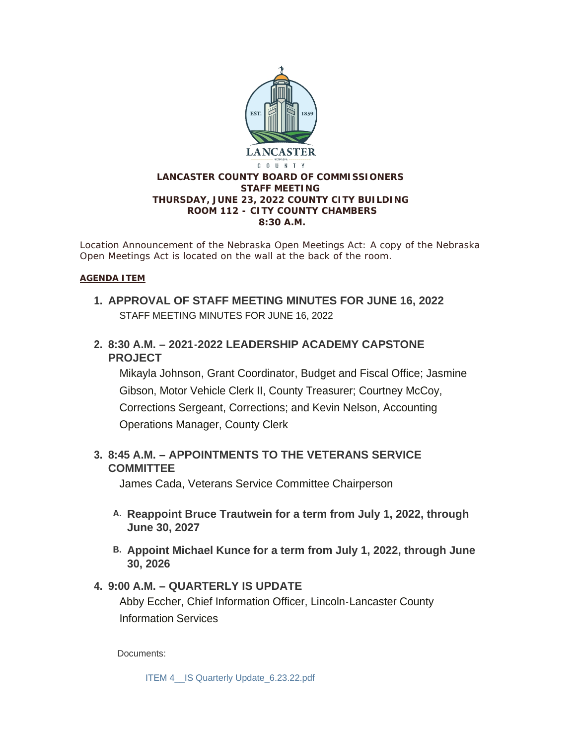# LANCASTER COUNTY BOARD OF COMMISSIONERS
## STAFF MEETING
## THURSDAY, JUNE 23, 2022 COUNTY CITY BUILDING
## ROOM 112 - CITY COUNTY CHAMBERS
## 8:30 A.M.

Location Announcement of the Nebraska Open Meetings Act: A copy of the Nebraska Open Meetings Act is located on the wall at the back of the room.

**AGENDA ITEM**

1. **APPROVAL OF STAFF MEETING MINUTES FOR JUNE 16, 2022**
   STAFF MEETING MINUTES FOR JUNE 16, 2022

2. **8:30 A.M. – 2021-2022 LEADERSHIP ACADEMY CAPSTONE PROJECT**
   Mikayla Johnson, Grant Coordinator, Budget and Fiscal Office; Jasmine Gibson, Motor Vehicle Clerk II, County Treasurer; Courtney McCoy, Corrections Sergeant, Corrections; and Kevin Nelson, Accounting Operations Manager, County Clerk

3. **8:45 A.M. – APPOINTMENTS TO THE VETERANS SERVICE COMMITTEE**
   James Cada, Veterans Service Committee Chairperson

   A. **Reappoint Bruce Trautwein for a term from July 1, 2022, through June 30, 2027**

   B. **Appoint Michael Kunce for a term from July 1, 2022, through June 30, 2026**

4. **9:00 A.M. – QUARTERLY IS UPDATE**
   Abby Eccher, Chief Information Officer, Lincoln-Lancaster County Information Services

   Documents:

   ITEM 4__IS Quarterly Update_6.23.22.pdf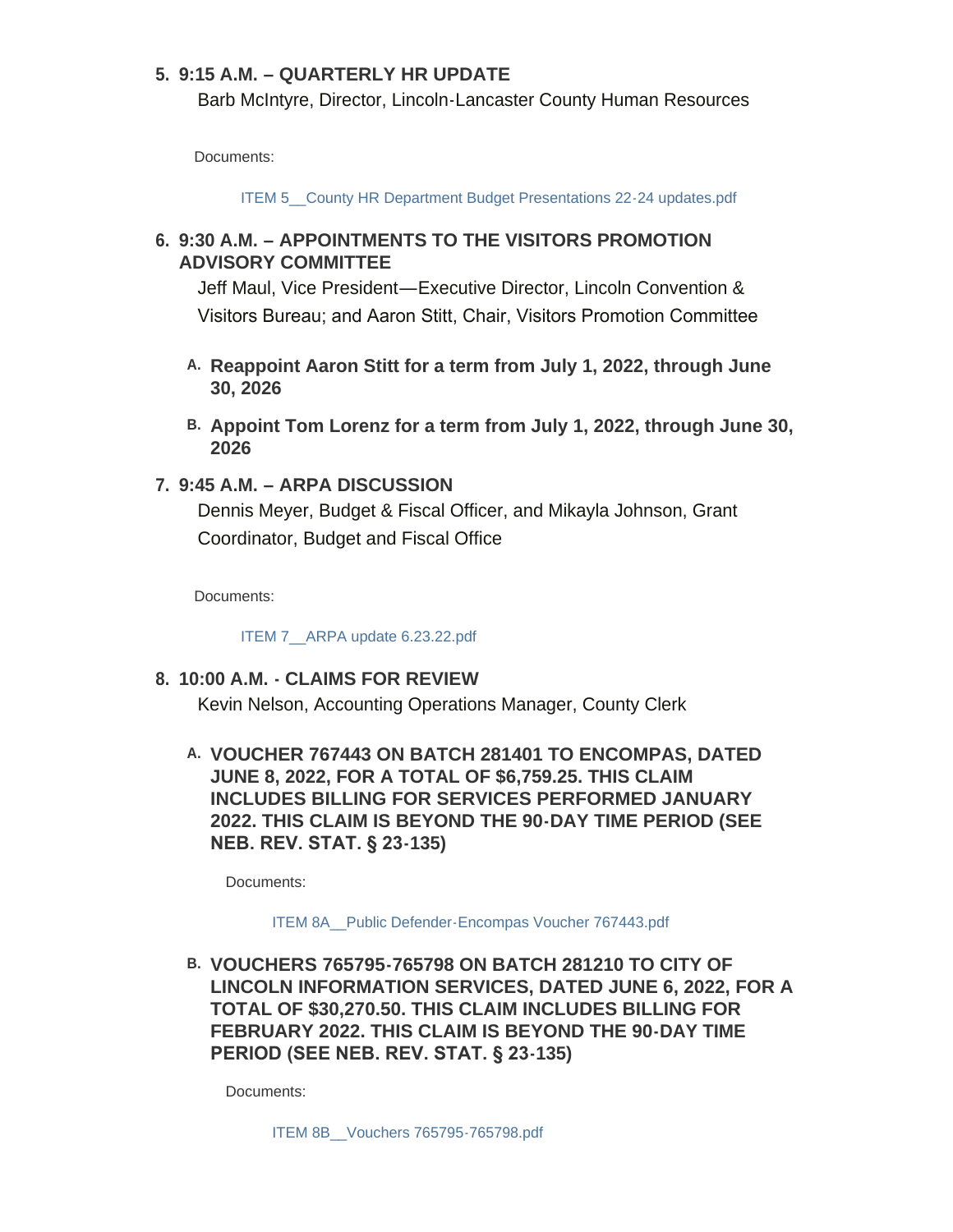5. **9:15 A.M. – QUARTERLY HR UPDATE**

   Barb McIntyre, Director, Lincoln-Lancaster County Human Resources

   Documents:

   ITEM 5__County HR Department Budget Presentations 22-24 updates.pdf

6. **9:30 A.M. – APPOINTMENTS TO THE VISITORS PROMOTION ADVISORY COMMITTEE**

   Jeff Maul, Vice President—Executive Director, Lincoln Convention & Visitors Bureau; and Aaron Stitt, Chair, Visitors Promotion Committee

   A. **Reappoint Aaron Stitt for a term from July 1, 2022, through June 30, 2026**

   B. **Appoint Tom Lorenz for a term from July 1, 2022, through June 30, 2026**

7. **9:45 A.M. – ARPA DISCUSSION**

   Dennis Meyer, Budget & Fiscal Officer, and Mikayla Johnson, Grant Coordinator, Budget and Fiscal Office

   Documents:

   ITEM 7__ARPA update 6.23.22.pdf

8. **10:00 A.M. - CLAIMS FOR REVIEW**

   Kevin Nelson, Accounting Operations Manager, County Clerk

   A. **VOUCHER 767443 ON BATCH 281401 TO ENCOMPAS, DATED JUNE 8, 2022, FOR A TOTAL OF $6,759.25. THIS CLAIM INCLUDES BILLING FOR SERVICES PERFORMED JANUARY 2022. THIS CLAIM IS BEYOND THE 90-DAY TIME PERIOD (SEE NEB. REV. STAT. § 23-135)**

      Documents:

      ITEM 8A__Public Defender-Encompas Voucher 767443.pdf

   B. **VOUCHERS 765795-765798 ON BATCH 281210 TO CITY OF LINCOLN INFORMATION SERVICES, DATED JUNE 6, 2022, FOR A TOTAL OF $30,270.50. THIS CLAIM INCLUDES BILLING FOR FEBRUARY 2022. THIS CLAIM IS BEYOND THE 90-DAY TIME PERIOD (SEE NEB. REV. STAT. § 23-135)**

      Documents:

      ITEM 8B__Vouchers 765795-765798.pdf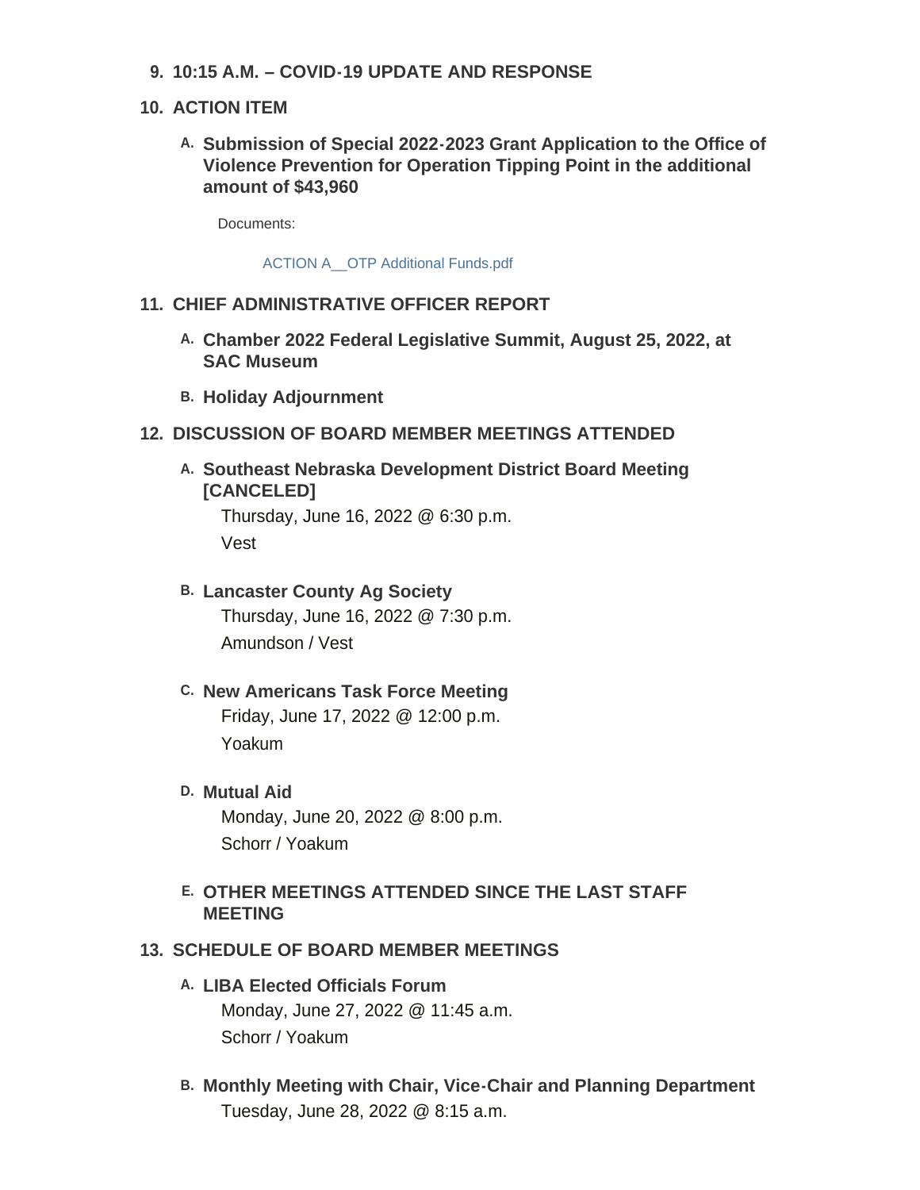9. **10:15 A.M. – COVID-19 UPDATE AND RESPONSE**

10. **ACTION ITEM**

    A. **Submission of Special 2022-2023 Grant Application to the Office of Violence Prevention for Operation Tipping Point in the additional amount of $43,960**

       Documents:

       ACTION A__OTP Additional Funds.pdf

11. **CHIEF ADMINISTRATIVE OFFICER REPORT**

    A. **Chamber 2022 Federal Legislative Summit, August 25, 2022, at SAC Museum**

    B. **Holiday Adjournment**

12. **DISCUSSION OF BOARD MEMBER MEETINGS ATTENDED**

    A. **Southeast Nebraska Development District Board Meeting [CANCELED]**

       Thursday, June 16, 2022 @ 6:30 p.m.

       Vest

    B. **Lancaster County Ag Society**

       Thursday, June 16, 2022 @ 7:30 p.m.

       Amundson / Vest

    C. **New Americans Task Force Meeting**

       Friday, June 17, 2022 @ 12:00 p.m.

       Yoakum

    D. **Mutual Aid**

       Monday, June 20, 2022 @ 8:00 p.m.

       Schorr / Yoakum

    E. **OTHER MEETINGS ATTENDED SINCE THE LAST STAFF MEETING**

13. **SCHEDULE OF BOARD MEMBER MEETINGS**

    A. **LIBA Elected Officials Forum**

       Monday, June 27, 2022 @ 11:45 a.m.

       Schorr / Yoakum

    B. **Monthly Meeting with Chair, Vice-Chair and Planning Department**

       Tuesday, June 28, 2022 @ 8:15 a.m.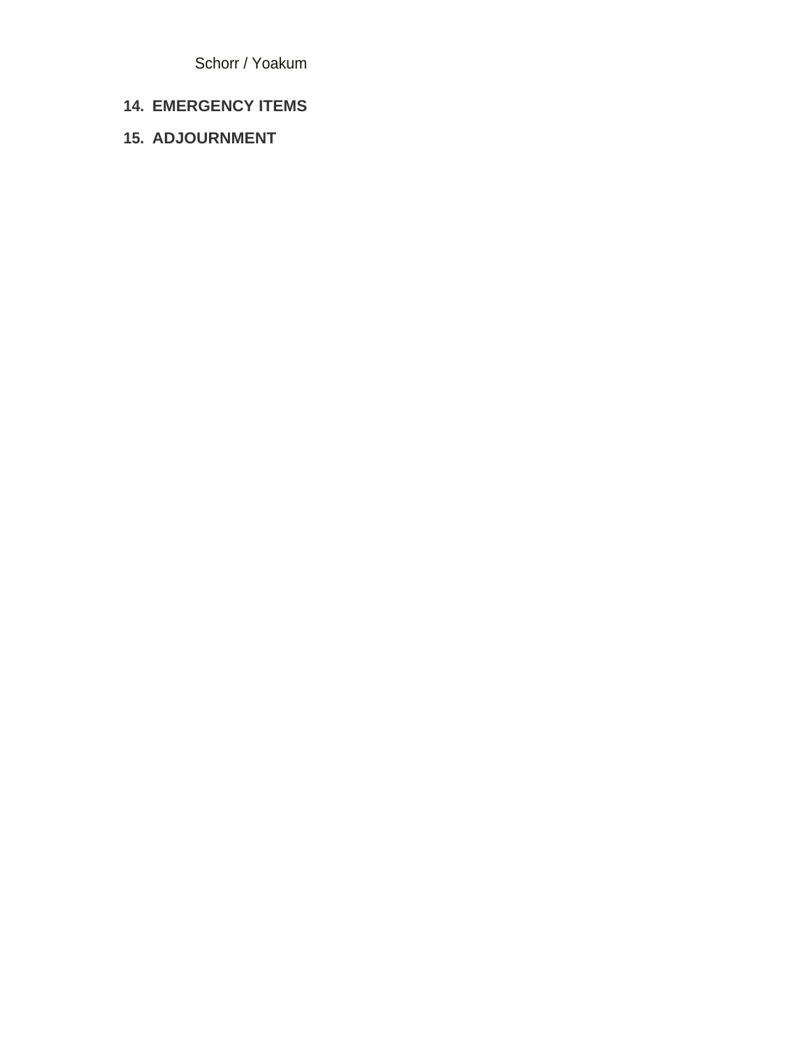Schorr / Yoakum

**14. EMERGENCY ITEMS**

**15. ADJOURNMENT**